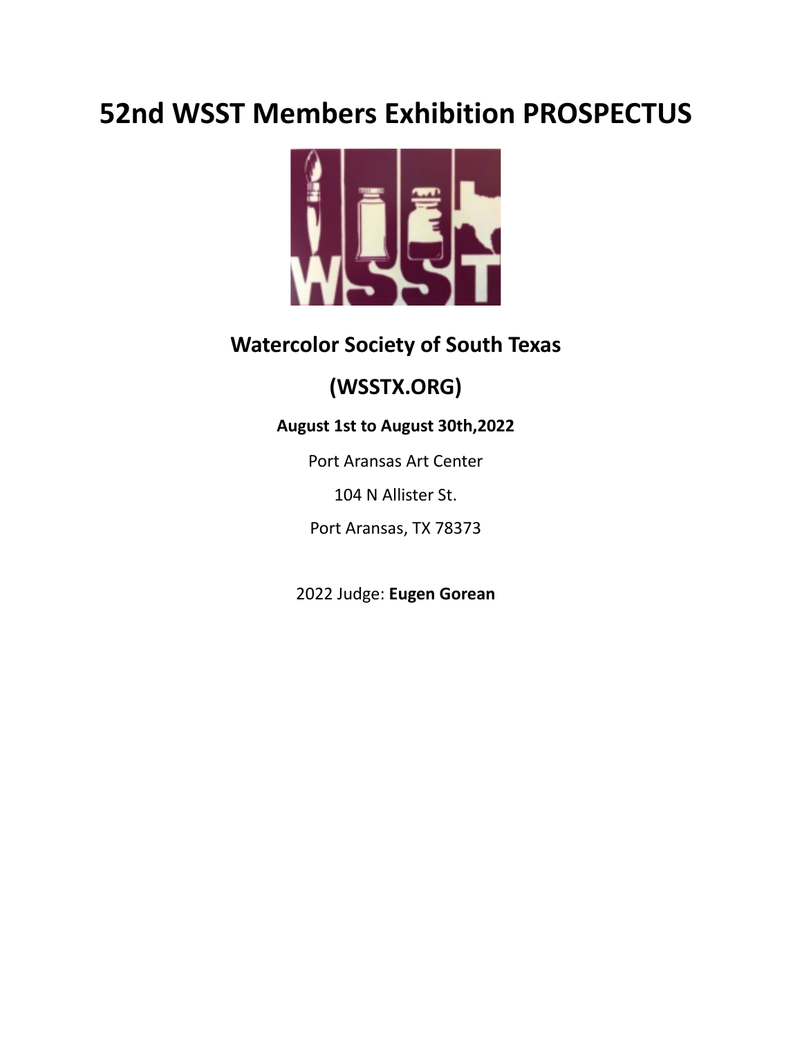# 52nd WSST Members Exhibition PROSPECTUS

## Watercolor Society of South Texas

## (WSSTX.ORG)

**August 1st to August 30th,2022**

Port Aransas Art Center

104 N Allister St.

Port Aransas, TX 78373

2022 Judge: **Eugen Gorean**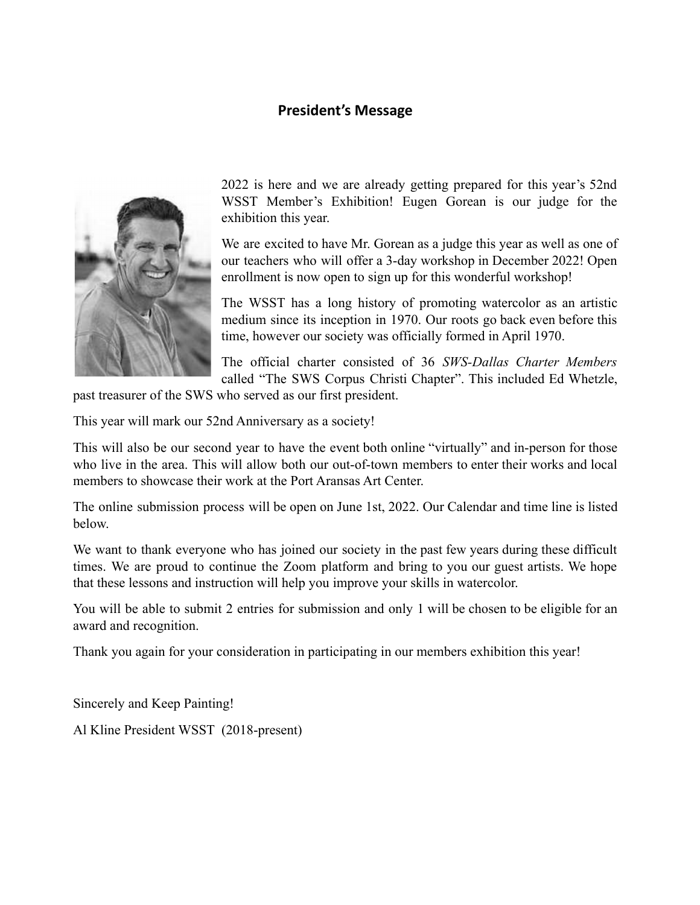## President's Message

2022 is here and we are already getting prepared for this year's 52nd WSST Member's Exhibition! Eugen Gorean is our judge for the exhibition this year.

We are excited to have Mr. Gorean as a judge this year as well as one of our teachers who will offer a 3-day workshop in December 2022! Open enrollment is now open to sign up for this wonderful workshop!

The WSST has a long history of promoting watercolor as an artistic medium since its inception in 1970. Our roots go back even before this time, however our society was officially formed in April 1970.

The official charter consisted of 36 *SWS-Dallas Charter Members* called "The SWS Corpus Christi Chapter". This included Ed Whetzle, past treasurer of the SWS who served as our first president.

This year will mark our 52nd Anniversary as a society!

This will also be our second year to have the event both online "virtually" and in-person for those who live in the area. This will allow both our out-of-town members to enter their works and local members to showcase their work at the Port Aransas Art Center.

The online submission process will be open on June 1st, 2022. Our Calendar and time line is listed below.

We want to thank everyone who has joined our society in the past few years during these difficult times. We are proud to continue the Zoom platform and bring to you our guest artists. We hope that these lessons and instruction will help you improve your skills in watercolor.

You will be able to submit 2 entries for submission and only 1 will be chosen to be eligible for an award and recognition.

Thank you again for your consideration in participating in our members exhibition this year!

Sincerely and Keep Painting!

Al Kline President WSST (2018-present)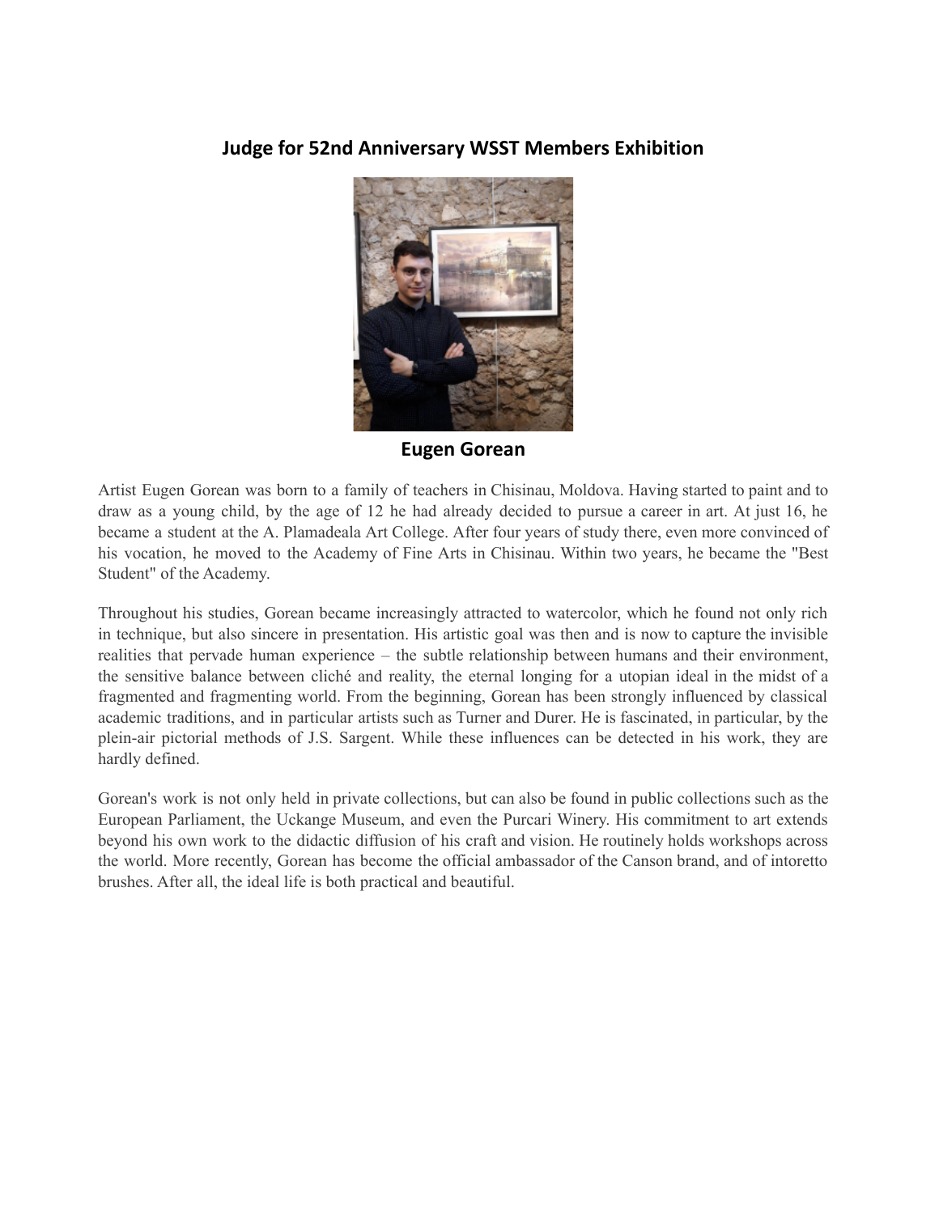## Judge for 52nd Anniversary WSST Members Exhibition

**Eugen Gorean**

Artist Eugen Gorean was born to a family of teachers in Chisinau, Moldova. Having started to paint and to draw as a young child, by the age of 12 he had already decided to pursue a career in art. At just 16, he became a student at the A. Plamadeala Art College. After four years of study there, even more convinced of his vocation, he moved to the Academy of Fine Arts in Chisinau. Within two years, he became the "Best Student" of the Academy.

Throughout his studies, Gorean became increasingly attracted to watercolor, which he found not only rich in technique, but also sincere in presentation. His artistic goal was then and is now to capture the invisible realities that pervade human experience – the subtle relationship between humans and their environment, the sensitive balance between cliché and reality, the eternal longing for a utopian ideal in the midst of a fragmented and fragmenting world. From the beginning, Gorean has been strongly influenced by classical academic traditions, and in particular artists such as Turner and Durer. He is fascinated, in particular, by the plein-air pictorial methods of J.S. Sargent. While these influences can be detected in his work, they are hardly defined.

Gorean's work is not only held in private collections, but can also be found in public collections such as the European Parliament, the Uckange Museum, and even the Purcari Winery. His commitment to art extends beyond his own work to the didactic diffusion of his craft and vision. He routinely holds workshops across the world. More recently, Gorean has become the official ambassador of the Canson brand, and of intoretto brushes. After all, the ideal life is both practical and beautiful.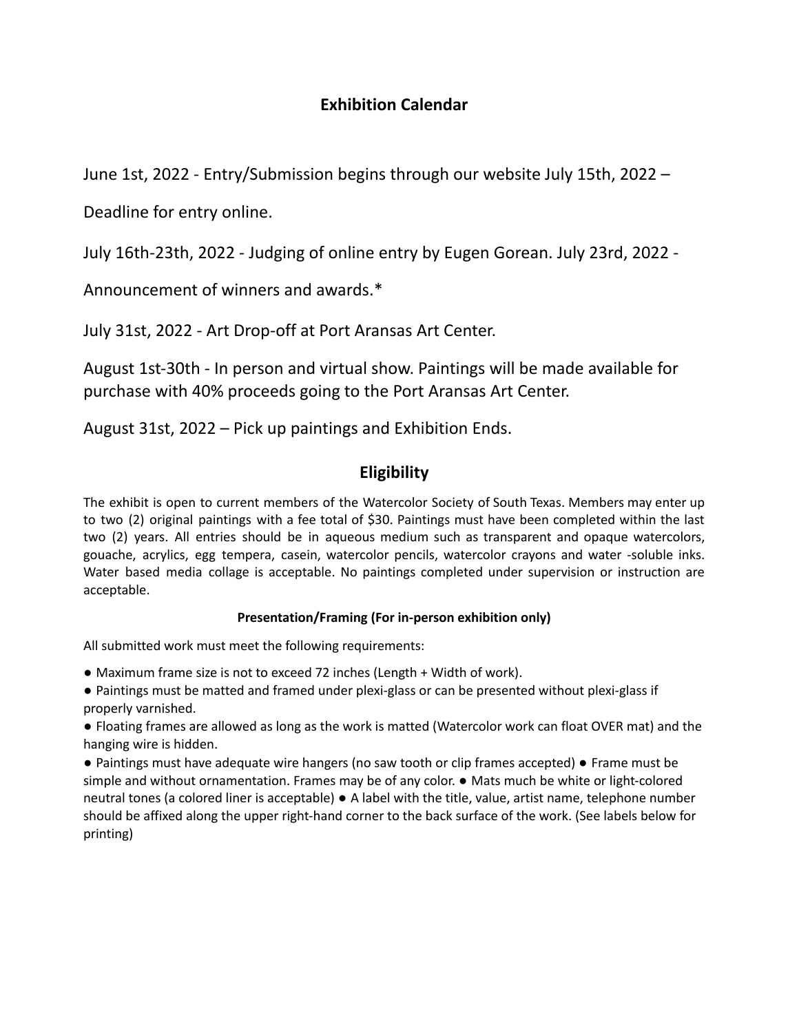## Exhibition Calendar

June 1st, 2022 - Entry/Submission begins through our website July 15th, 2022 –

Deadline for entry online.

July 16th-23th, 2022 - Judging of online entry by Eugen Gorean. July 23rd, 2022 -

Announcement of winners and awards.*

July 31st, 2022 - Art Drop-off at Port Aransas Art Center.

August 1st-30th - In person and virtual show. Paintings will be made available for purchase with 40% proceeds going to the Port Aransas Art Center.

August 31st, 2022 – Pick up paintings and Exhibition Ends.

## Eligibility

The exhibit is open to current members of the Watercolor Society of South Texas. Members may enter up to two (2) original paintings with a fee total of $30. Paintings must have been completed within the last two (2) years. All entries should be in aqueous medium such as transparent and opaque watercolors, gouache, acrylics, egg tempera, casein, watercolor pencils, watercolor crayons and water -soluble inks. Water based media collage is acceptable. No paintings completed under supervision or instruction are acceptable.

### Presentation/Framing (For in-person exhibition only)

All submitted work must meet the following requirements:

● Maximum frame size is not to exceed 72 inches (Length + Width of work).

● Paintings must be matted and framed under plexi-glass or can be presented without plexi-glass if properly varnished.

● Floating frames are allowed as long as the work is matted (Watercolor work can float OVER mat) and the hanging wire is hidden.

● Paintings must have adequate wire hangers (no saw tooth or clip frames accepted) ● Frame must be simple and without ornamentation. Frames may be of any color. ● Mats much be white or light-colored neutral tones (a colored liner is acceptable) ● A label with the title, value, artist name, telephone number should be affixed along the upper right-hand corner to the back surface of the work. (See labels below for printing)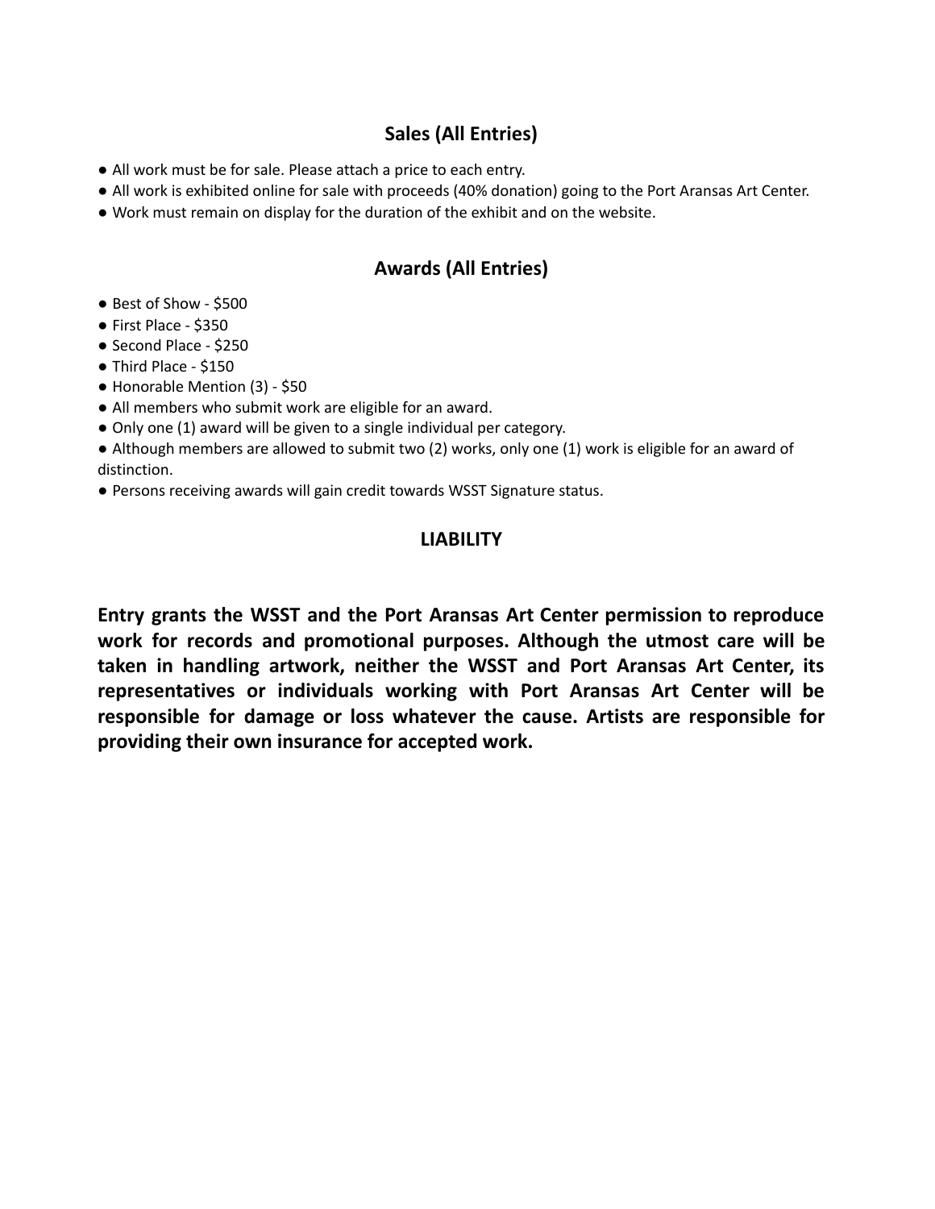## Sales (All Entries)

- All work must be for sale. Please attach a price to each entry.
- All work is exhibited online for sale with proceeds (40% donation) going to the Port Aransas Art Center.
- Work must remain on display for the duration of the exhibit and on the website.

## Awards (All Entries)

- Best of Show - $500
- First Place - $350
- Second Place - $250
- Third Place - $150
- Honorable Mention (3) - $50
- All members who submit work are eligible for an award.
- Only one (1) award will be given to a single individual per category.
- Although members are allowed to submit two (2) works, only one (1) work is eligible for an award of distinction.
- Persons receiving awards will gain credit towards WSST Signature status.

## LIABILITY

**Entry grants the WSST and the Port Aransas Art Center permission to reproduce work for records and promotional purposes. Although the utmost care will be taken in handling artwork, neither the WSST and Port Aransas Art Center, its representatives or individuals working with Port Aransas Art Center will be responsible for damage or loss whatever the cause. Artists are responsible for providing their own insurance for accepted work.**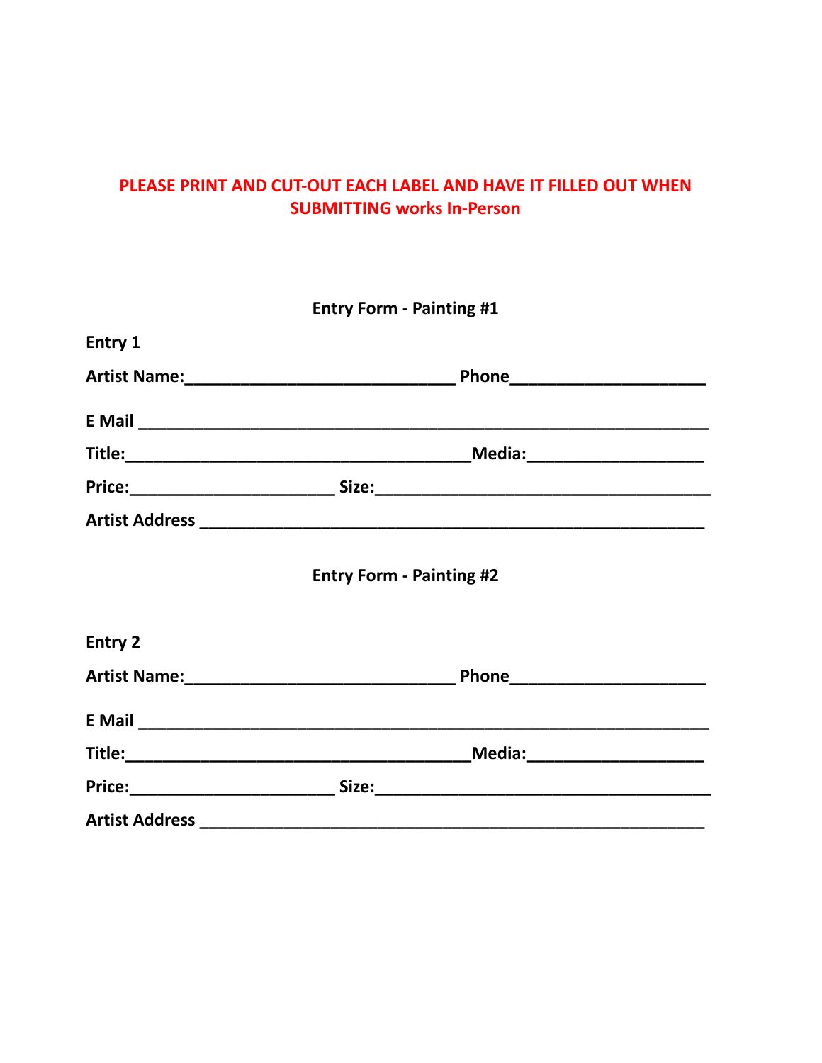**PLEASE PRINT AND CUT-OUT EACH LABEL AND HAVE IT FILLED OUT WHEN SUBMITTING works In-Person**

**Entry Form - Painting #1**

**Entry 1**

**Artist Name:**_____________________________ **Phone**_____________________

**E Mail** _____________________________________________________________

**Title:**_____________________________________**Media:**___________________

**Price:**______________________ **Size:**____________________________________

**Artist Address** _______________________________________________________

**Entry Form - Painting #2**

**Entry 2**

**Artist Name:**_____________________________ **Phone**_____________________

**E Mail** _____________________________________________________________

**Title:**_____________________________________**Media:**___________________

**Price:**______________________ **Size:**____________________________________

**Artist Address** _______________________________________________________